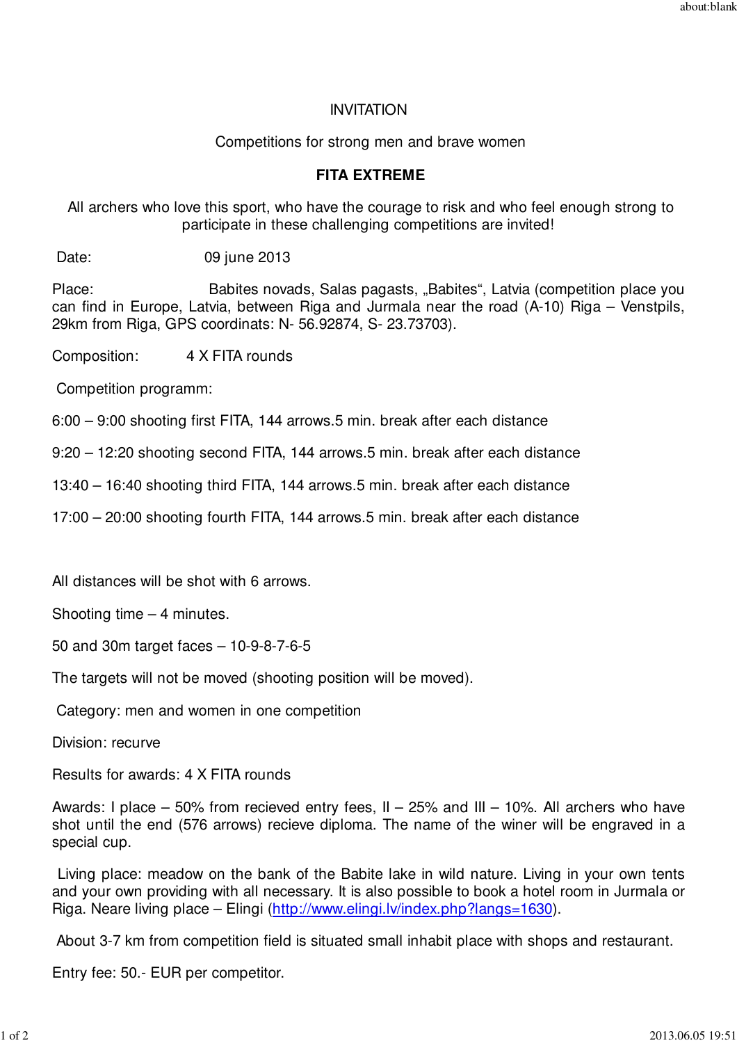INVITATION

Competitions for strong men and brave women

**FITA EXTREME**

All archers who love this sport, who have the courage to risk and who feel enough strong to participate in these challenging competitions are invited!

Date: 09 june 2013

Place: Babites novads, Salas pagasts, „Babites“, Latvia (competition place you can find in Europe, Latvia, between Riga and Jurmala near the road (A-10) Riga – Venstpils, 29km from Riga, GPS coordinats: N- 56.92874, S- 23.73703).

Composition: 4 X FITA rounds

Competition programm:

6:00 – 9:00 shooting first FITA, 144 arrows.5 min. break after each distance

9:20 – 12:20 shooting second FITA, 144 arrows.5 min. break after each distance

13:40 – 16:40 shooting third FITA, 144 arrows.5 min. break after each distance

17:00 – 20:00 shooting fourth FITA, 144 arrows.5 min. break after each distance

All distances will be shot with 6 arrows.

Shooting time – 4 minutes.

50 and 30m target faces – 10-9-8-7-6-5

The targets will not be moved (shooting position will be moved).

Category: men and women in one competition

Division: recurve

Results for awards: 4 X FITA rounds

Awards: I place – 50% from recieved entry fees, II – 25% and III – 10%. All archers who have shot until the end (576 arrows) recieve diploma. The name of the winer will be engraved in a special cup.

Living place: meadow on the bank of the Babite lake in wild nature. Living in your own tents and your own providing with all necessary. It is also possible to book a hotel room in Jurmala or Riga. Neare living place – Elingi ([http://www.elingi.lv/index.php?langs=1630](http://www.elingi.lv/index.php?langs=1630)).

About 3-7 km from competition field is situated small inhabit place with shops and restaurant.

Entry fee: 50.- EUR per competitor.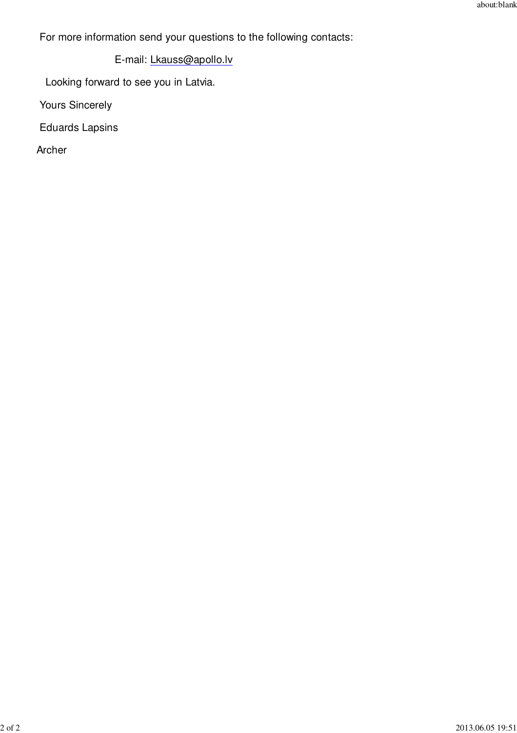For more information send your questions to the following contacts:

E-mail: Lkauss@apollo.lv

Looking forward to see you in Latvia.

Yours Sincerely

Eduards Lapsins

Archer